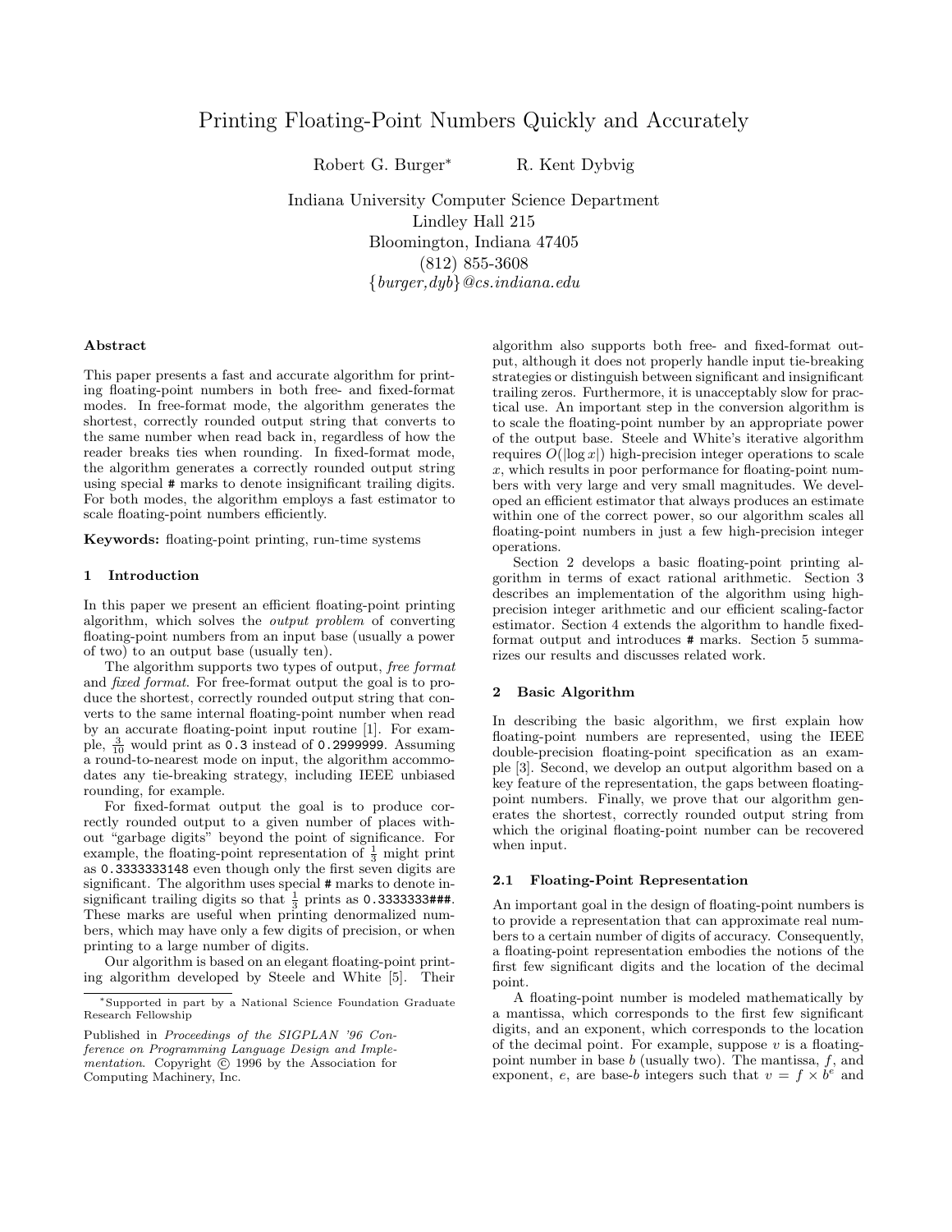# Printing Floating-Point Numbers Quickly and Accurately

Robert G. Burger* R. Kent Dybvig

Indiana University Computer Science Department
Lindley Hall 215
Bloomington, Indiana 47405
(812) 855-3608
{*burger,dyb*}@*cs.indiana.edu*

## Abstract

This paper presents a fast and accurate algorithm for printing floating-point numbers in both free- and fixed-format modes. In free-format mode, the algorithm generates the shortest, correctly rounded output string that converts to the same number when read back in, regardless of how the reader breaks ties when rounding. In fixed-format mode, the algorithm generates a correctly rounded output string using special `#` marks to denote insignificant trailing digits. For both modes, the algorithm employs a fast estimator to scale floating-point numbers efficiently.

**Keywords:** floating-point printing, run-time systems

## 1 Introduction

In this paper we present an efficient floating-point printing algorithm, which solves the *output problem* of converting floating-point numbers from an input base (usually a power of two) to an output base (usually ten).

The algorithm supports two types of output, *free format* and *fixed format*. For free-format output the goal is to produce the shortest, correctly rounded output string that converts to the same internal floating-point number when read by an accurate floating-point input routine [1]. For example, $\frac{3}{10}$ would print as `0.3` instead of `0.2999999`. Assuming a round-to-nearest mode on input, the algorithm accommodates any tie-breaking strategy, including IEEE unbiased rounding, for example.

For fixed-format output the goal is to produce correctly rounded output to a given number of places without "garbage digits" beyond the point of significance. For example, the floating-point representation of $\frac{1}{3}$ might print as `0.3333333148` even though only the first seven digits are significant. The algorithm uses special `#` marks to denote insignificant trailing digits so that $\frac{1}{3}$ prints as `0.3333333###`. These marks are useful when printing denormalized numbers, which may have only a few digits of precision, or when printing to a large number of digits.

Our algorithm is based on an elegant floating-point printing algorithm developed by Steele and White [5]. Their algorithm also supports both free- and fixed-format output, although it does not properly handle input tie-breaking strategies or distinguish between significant and insignificant trailing zeros. Furthermore, it is unacceptably slow for practical use. An important step in the conversion algorithm is to scale the floating-point number by an appropriate power of the output base. Steele and White's iterative algorithm requires $O(|\log x|)$ high-precision integer operations to scale $x$, which results in poor performance for floating-point numbers with very large and very small magnitudes. We developed an efficient estimator that always produces an estimate within one of the correct power, so our algorithm scales all floating-point numbers in just a few high-precision integer operations.

Section 2 develops a basic floating-point printing algorithm in terms of exact rational arithmetic. Section 3 describes an implementation of the algorithm using high-precision integer arithmetic and our efficient scaling-factor estimator. Section 4 extends the algorithm to handle fixed-format output and introduces `#` marks. Section 5 summarizes our results and discusses related work.

## 2 Basic Algorithm

In describing the basic algorithm, we first explain how floating-point numbers are represented, using the IEEE double-precision floating-point specification as an example [3]. Second, we develop an output algorithm based on a key feature of the representation, the gaps between floating-point numbers. Finally, we prove that our algorithm generates the shortest, correctly rounded output string from which the original floating-point number can be recovered when input.

### 2.1 Floating-Point Representation

An important goal in the design of floating-point numbers is to provide a representation that can approximate real numbers to a certain number of digits of accuracy. Consequently, a floating-point representation embodies the notions of the first few significant digits and the location of the decimal point.

A floating-point number is modeled mathematically by a mantissa, which corresponds to the first few significant digits, and an exponent, which corresponds to the location of the decimal point. For example, suppose $v$ is a floating-point number in base $b$ (usually two). The mantissa, $f$, and exponent, $e$, are base-$b$ integers such that $v = f \times b^e$ and

---

*Supported in part by a National Science Foundation Graduate Research Fellowship

Published in *Proceedings of the SIGPLAN '96 Conference on Programming Language Design and Implementation*. Copyright © 1996 by the Association for Computing Machinery, Inc.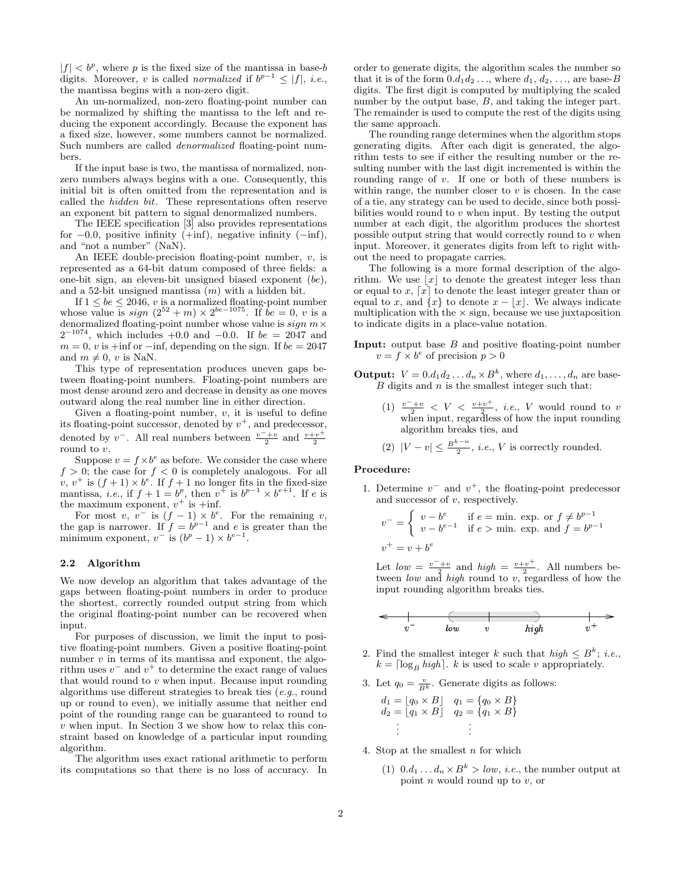$|f| < b^p$, where $p$ is the fixed size of the mantissa in base-$b$ digits. Moreover, $v$ is called *normalized* if $b^{p-1} \leq |f|$, *i.e.*, the mantissa begins with a non-zero digit.

An un-normalized, non-zero floating-point number can be normalized by shifting the mantissa to the left and reducing the exponent accordingly. Because the exponent has a fixed size, however, some numbers cannot be normalized. Such numbers are called *denormalized* floating-point numbers.

If the input base is two, the mantissa of normalized, non-zero numbers always begins with a one. Consequently, this initial bit is often omitted from the representation and is called the *hidden bit*. These representations often reserve an exponent bit pattern to signal denormalized numbers.

The IEEE specification [3] also provides representations for $-0.0$, positive infinity (+inf), negative infinity (−inf), and "not a number" (NaN).

An IEEE double-precision floating-point number, $v$, is represented as a 64-bit datum composed of three fields: a one-bit sign, an eleven-bit unsigned biased exponent ($be$), and a 52-bit unsigned mantissa ($m$) with a hidden bit.

If $1 \leq be \leq 2046$, $v$ is a normalized floating-point number whose value is $sign\ (2^{52} + m) \times 2^{be-1075}$. If $be = 0$, $v$ is a denormalized floating-point number whose value is $sign\ m \times 2^{-1074}$, which includes $+0.0$ and $-0.0$. If $be = 2047$ and $m = 0$, $v$ is +inf or −inf, depending on the sign. If $be = 2047$ and $m \neq 0$, $v$ is NaN.

This type of representation produces uneven gaps between floating-point numbers. Floating-point numbers are most dense around zero and decrease in density as one moves outward along the real number line in either direction.

Given a floating-point number, $v$, it is useful to define its floating-point successor, denoted by $v^+$, and predecessor, denoted by $v^-$. All real numbers between $\frac{v^-+v}{2}$ and $\frac{v+v^+}{2}$ round to $v$.

Suppose $v = f \times b^e$ as before. We consider the case where $f > 0$; the case for $f < 0$ is completely analogous. For all $v$, $v^+$ is $(f+1) \times b^e$. If $f+1$ no longer fits in the fixed-size mantissa, *i.e.*, if $f + 1 = b^p$, then $v^+$ is $b^{p-1} \times b^{e+1}$. If $e$ is the maximum exponent, $v^+$ is +inf.

For most $v$, $v^-$ is $(f-1) \times b^e$. For the remaining $v$, the gap is narrower. If $f = b^{p-1}$ and $e$ is greater than the minimum exponent, $v^-$ is $(b^p - 1) \times b^{e-1}$.

## 2.2 Algorithm

We now develop an algorithm that takes advantage of the gaps between floating-point numbers in order to produce the shortest, correctly rounded output string from which the original floating-point number can be recovered when input.

For purposes of discussion, we limit the input to positive floating-point numbers. Given a positive floating-point number $v$ in terms of its mantissa and exponent, the algorithm uses $v^-$ and $v^+$ to determine the exact range of values that would round to $v$ when input. Because input rounding algorithms use different strategies to break ties (*e.g.*, round up or round to even), we initially assume that neither end point of the rounding range can be guaranteed to round to $v$ when input. In Section 3 we show how to relax this constraint based on knowledge of a particular input rounding algorithm.

The algorithm uses exact rational arithmetic to perform its computations so that there is no loss of accuracy. In order to generate digits, the algorithm scales the number so that it is of the form $0.d_1d_2\ldots$, where $d_1, d_2, \ldots$, are base-$B$ digits. The first digit is computed by multiplying the scaled number by the output base, $B$, and taking the integer part. The remainder is used to compute the rest of the digits using the same approach.

The rounding range determines when the algorithm stops generating digits. After each digit is generated, the algorithm tests to see if either the resulting number or the resulting number with the last digit incremented is within the rounding range of $v$. If one or both of these numbers is within range, the number closer to $v$ is chosen. In the case of a tie, any strategy can be used to decide, since both possibilities would round to $v$ when input. By testing the output number at each digit, the algorithm produces the shortest possible output string that would correctly round to $v$ when input. Moreover, it generates digits from left to right without the need to propagate carries.

The following is a more formal description of the algorithm. We use $\lfloor x \rfloor$ to denote the greatest integer less than or equal to $x$, $\lceil x \rceil$ to denote the least integer greater than or equal to $x$, and $\{x\}$ to denote $x - \lfloor x \rfloor$. We always indicate multiplication with the $\times$ sign, because we use juxtaposition to indicate digits in a place-value notation.

**Input:** output base $B$ and positive floating-point number $v = f \times b^e$ of precision $p > 0$

**Output:** $V = 0.d_1d_2\ldots d_n \times B^k$, where $d_1, \ldots, d_n$ are base-$B$ digits and $n$ is the smallest integer such that:

(1) $\frac{v^-+v}{2} < V < \frac{v+v^+}{2}$, *i.e.*, $V$ would round to $v$ when input, regardless of how the input rounding algorithm breaks ties, and

(2) $|V - v| \leq \frac{B^{k-n}}{2}$, *i.e.*, $V$ is correctly rounded.

**Procedure:**

1. Determine $v^-$ and $v^+$, the floating-point predecessor and successor of $v$, respectively.

$$v^- = \begin{cases} v - b^e & \text{if } e = \text{min. exp. or } f \neq b^{p-1} \\ v - b^{e-1} & \text{if } e > \text{min. exp. and } f = b^{p-1} \end{cases}$$

$$v^+ = v + b^e$$

Let $low = \frac{v^-+v}{2}$ and $high = \frac{v+v^+}{2}$. All numbers between $low$ and $high$ round to $v$, regardless of how the input rounding algorithm breaks ties.

$v^-$ &nbsp; $low$ &nbsp; $v$ &nbsp; $high$ &nbsp; $v^+$

2. Find the smallest integer $k$ such that $high \leq B^k$; *i.e.*, $k = \lceil \log_B high \rceil$. $k$ is used to scale $v$ appropriately.

3. Let $q_0 = \frac{v}{B^k}$. Generate digits as follows:

$$\begin{array}{ll} d_1 = \lfloor q_0 \times B \rfloor & q_1 = \{q_0 \times B\} \\ d_2 = \lfloor q_1 \times B \rfloor & q_2 = \{q_1 \times B\} \\ \vdots & \vdots \end{array}$$

4. Stop at the smallest $n$ for which

(1) $0.d_1 \ldots d_n \times B^k > low$, *i.e.*, the number output at point $n$ would round up to $v$, or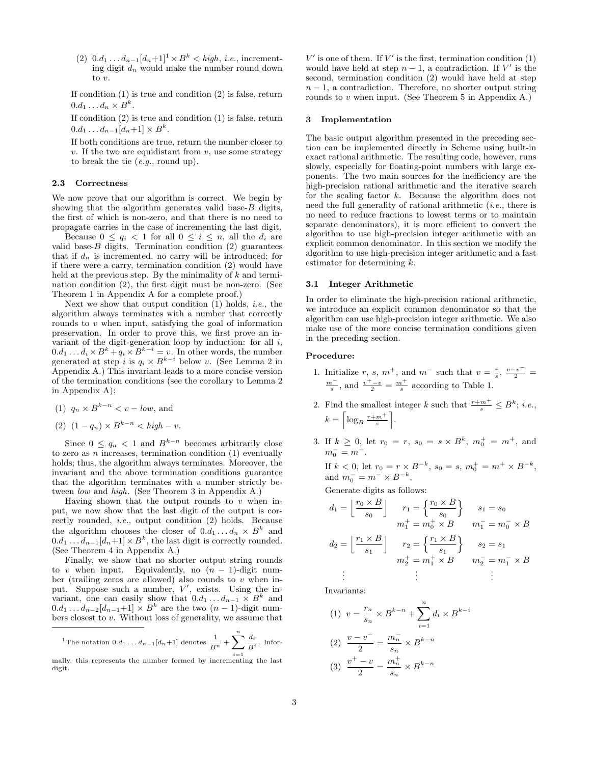(2) $0.d_1 \ldots d_{n-1}[d_n{+}1]$[1] $\times B^k < high$, *i.e.*, incrementing digit $d_n$ would make the number round down to $v$.

If condition (1) is true and condition (2) is false, return $0.d_1 \ldots d_n \times B^k$.

If condition (2) is true and condition (1) is false, return $0.d_1 \ldots d_{n-1}[d_n{+}1] \times B^k$.

If both conditions are true, return the number closer to $v$. If the two are equidistant from $v$, use some strategy to break the tie (*e.g.*, round up).

### 2.3 Correctness

We now prove that our algorithm is correct. We begin by showing that the algorithm generates valid base-$B$ digits, the first of which is non-zero, and that there is no need to propagate carries in the case of incrementing the last digit.

Because $0 \le q_i < 1$ for all $0 \le i \le n$, all the $d_i$ are valid base-$B$ digits. Termination condition (2) guarantees that if $d_n$ is incremented, no carry will be introduced; for if there were a carry, termination condition (2) would have held at the previous step. By the minimality of $k$ and termination condition (2), the first digit must be non-zero. (See Theorem 1 in Appendix A for a complete proof.)

Next we show that output condition (1) holds, *i.e.*, the algorithm always terminates with a number that correctly rounds to $v$ when input, satisfying the goal of information preservation. In order to prove this, we first prove an invariant of the digit-generation loop by induction: for all $i$, $0.d_1 \ldots d_i \times B^k + q_i \times B^{k-i} = v$. In other words, the number generated at step $i$ is $q_i \times B^{k-i}$ below $v$. (See Lemma 2 in Appendix A.) This invariant leads to a more concise version of the termination conditions (see the corollary to Lemma 2 in Appendix A):

(1) $q_n \times B^{k-n} < v - low$, and

(2) $(1 - q_n) \times B^{k-n} < high - v$.

Since $0 \le q_n < 1$ and $B^{k-n}$ becomes arbitrarily close to zero as $n$ increases, termination condition (1) eventually holds; thus, the algorithm always terminates. Moreover, the invariant and the above termination conditions guarantee that the algorithm terminates with a number strictly between *low* and *high*. (See Theorem 3 in Appendix A.)

Having shown that the output rounds to $v$ when input, we now show that the last digit of the output is correctly rounded, *i.e.*, output condition (2) holds. Because the algorithm chooses the closer of $0.d_1 \ldots d_n \times B^k$ and $0.d_1 \ldots d_{n-1}[d_n{+}1] \times B^k$, the last digit is correctly rounded. (See Theorem 4 in Appendix A.)

Finally, we show that no shorter output string rounds to $v$ when input. Equivalently, no $(n-1)$-digit number (trailing zeros are allowed) also rounds to $v$ when input. Suppose such a number, $V'$, exists. Using the invariant, one can easily show that $0.d_1 \ldots d_{n-1} \times B^k$ and $0.d_1 \ldots d_{n-2}[d_{n-1}{+}1] \times B^k$ are the two $(n-1)$-digit numbers closest to $v$. Without loss of generality, we assume that $V'$ is one of them. If $V'$ is the first, termination condition (1) would have held at step $n-1$, a contradiction. If $V'$ is the second, termination condition (2) would have held at step $n-1$, a contradiction. Therefore, no shorter output string rounds to $v$ when input. (See Theorem 5 in Appendix A.)

[1] The notation $0.d_1 \ldots d_{n-1}[d_n{+}1]$ denotes $\frac{1}{B^n} + \sum_{i=1}^{n} \frac{d_i}{B^i}$. Informally, this represents the number formed by incrementing the last digit.

## 3 Implementation

The basic output algorithm presented in the preceding section can be implemented directly in Scheme using built-in exact rational arithmetic. The resulting code, however, runs slowly, especially for floating-point numbers with large exponents. The two main sources for the inefficiency are the high-precision rational arithmetic and the iterative search for the scaling factor $k$. Because the algorithm does not need the full generality of rational arithmetic (*i.e.*, there is no need to reduce fractions to lowest terms or to maintain separate denominators), it is more efficient to convert the algorithm to use high-precision integer arithmetic with an explicit common denominator. In this section we modify the algorithm to use high-precision integer arithmetic and a fast estimator for determining $k$.

### 3.1 Integer Arithmetic

In order to eliminate the high-precision rational arithmetic, we introduce an explicit common denominator so that the algorithm can use high-precision integer arithmetic. We also make use of the more concise termination conditions given in the preceding section.

**Procedure:**

1. Initialize $r$, $s$, $m^+$, and $m^-$ such that $v = \frac{r}{s}$, $\frac{v - v^-}{2} = \frac{m^-}{s}$, and $\frac{v^+ - v}{2} = \frac{m^+}{s}$ according to Table 1.

2. Find the smallest integer $k$ such that $\frac{r + m^+}{s} \le B^k$; *i.e.*, $k = \left\lceil \log_B \frac{r + m^+}{s} \right\rceil$.

3. If $k \ge 0$, let $r_0 = r$, $s_0 = s \times B^k$, $m_0^+ = m^+$, and $m_0^- = m^-$.

   If $k < 0$, let $r_0 = r \times B^{-k}$, $s_0 = s$, $m_0^+ = m^+ \times B^{-k}$, and $m_0^- = m^- \times B^{-k}$.

   Generate digits as follows:

$$
\begin{array}{lll}
d_1 = \left\lfloor \dfrac{r_0 \times B}{s_0} \right\rfloor & r_1 = \left\{ \dfrac{r_0 \times B}{s_0} \right\} & s_1 = s_0 \\
 & m_1^+ = m_0^+ \times B & m_1^- = m_0^- \times B \\
d_2 = \left\lfloor \dfrac{r_1 \times B}{s_1} \right\rfloor & r_2 = \left\{ \dfrac{r_1 \times B}{s_1} \right\} & s_2 = s_1 \\
 & m_2^+ = m_1^+ \times B & m_2^- = m_1^- \times B \\
\vdots & \vdots & \vdots
\end{array}
$$

   Invariants:

   (1) $v = \dfrac{r_n}{s_n} \times B^{k-n} + \displaystyle\sum_{i=1}^{n} d_i \times B^{k-i}$

   (2) $\dfrac{v - v^-}{2} = \dfrac{m_n^-}{s_n} \times B^{k-n}$

   (3) $\dfrac{v^+ - v}{2} = \dfrac{m_n^+}{s_n} \times B^{k-n}$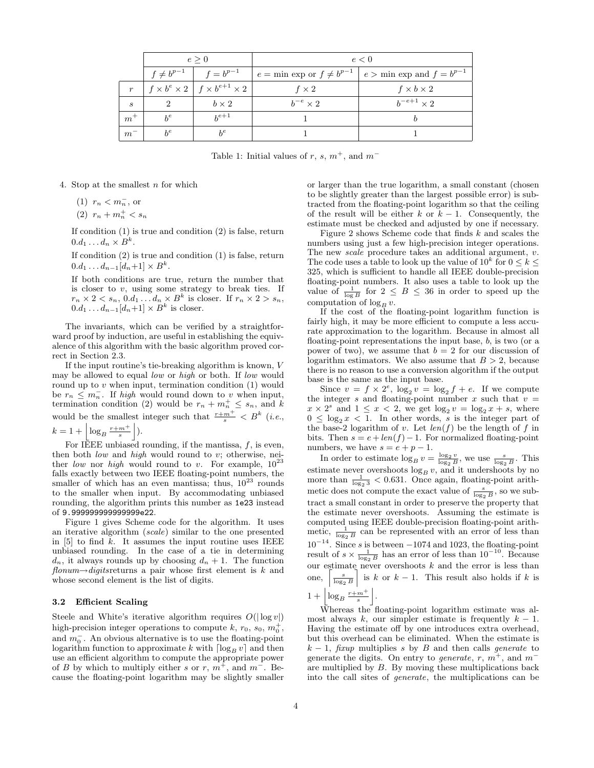| | $e \geq 0$ | | $e < 0$ | |
|---|---|---|---|---|
| | $f \neq b^{p-1}$ | $f = b^{p-1}$ | $e =$ min exp or $f \neq b^{p-1}$ | $e >$ min exp and $f = b^{p-1}$ |
| $r$ | $f \times b^e \times 2$ | $f \times b^{e+1} \times 2$ | $f \times 2$ | $f \times b \times 2$ |
| $s$ | 2 | $b \times 2$ | $b^{-e} \times 2$ | $b^{-e+1} \times 2$ |
| $m^+$ | $b^e$ | $b^{e+1}$ | 1 | $b$ |
| $m^-$ | $b^e$ | $b^e$ | 1 | 1 |

Table 1: Initial values of $r$, $s$, $m^+$, and $m^-$

4. Stop at the smallest $n$ for which

   (1) $r_n < m_n^-$, or

   (2) $r_n + m_n^+ < s_n$

   If condition (1) is true and condition (2) is false, return $0.d_1 \ldots d_n \times B^k$.

   If condition (2) is true and condition (1) is false, return $0.d_1 \ldots d_{n-1}[d_n{+}1] \times B^k$.

   If both conditions are true, return the number that is closer to $v$, using some strategy to break ties. If $r_n \times 2 < s_n$, $0.d_1 \ldots d_n \times B^k$ is closer. If $r_n \times 2 > s_n$, $0.d_1 \ldots d_{n-1}[d_n{+}1] \times B^k$ is closer.

The invariants, which can be verified by a straightforward proof by induction, are useful in establishing the equivalence of this algorithm with the basic algorithm proved correct in Section 2.3.

If the input routine's tie-breaking algorithm is known, $V$ may be allowed to equal *low* or *high* or both. If *low* would round up to $v$ when input, termination condition (1) would be $r_n \leq m_n^-$. If *high* would round down to $v$ when input, termination condition (2) would be $r_n + m_n^+ \leq s_n$, and $k$ would be the smallest integer such that $\frac{r+m^+}{s} < B^k$ (*i.e.*, $k = 1 + \left\lfloor \log_B \frac{r+m^+}{s} \right\rfloor$).

For IEEE unbiased rounding, if the mantissa, $f$, is even, then both *low* and *high* would round to $v$; otherwise, neither *low* nor *high* would round to $v$. For example, $10^{23}$ falls exactly between two IEEE floating-point numbers, the smaller of which has an even mantissa; thus, $10^{23}$ rounds to the smaller when input. By accommodating unbiased rounding, the algorithm prints this number as `1e23` instead of `9.999999999999999e22`.

Figure 1 gives Scheme code for the algorithm. It uses an iterative algorithm (*scale*) similar to the one presented in [5] to find $k$. It assumes the input routine uses IEEE unbiased rounding. In the case of a tie in determining $d_n$, it always rounds up by choosing $d_n + 1$. The function *flonum→digits*returns a pair whose first element is $k$ and whose second element is the list of digits.

### 3.2 Efficient Scaling

Steele and White's iterative algorithm requires $O(|\log v|)$ high-precision integer operations to compute $k$, $r_0$, $s_0$, $m_0^+$, and $m_0^-$. An obvious alternative is to use the floating-point logarithm function to approximate $k$ with $\lceil \log_B v \rceil$ and then use an efficient algorithm to compute the appropriate power of $B$ by which to multiply either $s$ or $r$, $m^+$, and $m^-$. Because the floating-point logarithm may be slightly smaller or larger than the true logarithm, a small constant (chosen to be slightly greater than the largest possible error) is subtracted from the floating-point logarithm so that the ceiling of the result will be either $k$ or $k-1$. Consequently, the estimate must be checked and adjusted by one if necessary.

Figure 2 shows Scheme code that finds $k$ and scales the numbers using just a few high-precision integer operations. The new *scale* procedure takes an additional argument, $v$. The code uses a table to look up the value of $10^k$ for $0 \leq k \leq 325$, which is sufficient to handle all IEEE double-precision floating-point numbers. It also uses a table to look up the value of $\frac{1}{\log B}$ for $2 \leq B \leq 36$ in order to speed up the computation of $\log_B v$.

If the cost of the floating-point logarithm function is fairly high, it may be more efficient to compute a less accurate approximation to the logarithm. Because in almost all floating-point representations the input base, $b$, is two (or a power of two), we assume that $b = 2$ for our discussion of logarithm estimators. We also assume that $B > 2$, because there is no reason to use a conversion algorithm if the output base is the same as the input base.

Since $v = f \times 2^e$, $\log_2 v = \log_2 f + e$. If we compute the integer $s$ and floating-point number $x$ such that $v = x \times 2^s$ and $1 \leq x < 2$, we get $\log_2 v = \log_2 x + s$, where $0 \leq \log_2 x < 1$. In other words, $s$ is the integer part of the base-2 logarithm of $v$. Let $len(f)$ be the length of $f$ in bits. Then $s = e + len(f) - 1$. For normalized floating-point numbers, we have $s = e + p - 1$.

In order to estimate $\log_B v = \frac{\log_2 v}{\log_2 B}$, we use $\frac{s}{\log_2 B}$. This estimate never overshoots $\log_B v$, and it undershoots by no more than $\frac{1}{\log_2 3} < 0.631$. Once again, floating-point arithmetic does not compute the exact value of $\frac{s}{\log_2 B}$, so we subtract a small constant in order to preserve the property that the estimate never overshoots. Assuming the estimate is computed using IEEE double-precision floating-point arithmetic, $\frac{1}{\log_2 B}$ can be represented with an error of less than $10^{-14}$. Since $s$ is between $-1074$ and $1023$, the floating-point result of $s \times \frac{1}{\log_2 B}$ has an error of less than $10^{-10}$. Because our estimate never overshoots $k$ and the error is less than one, $\left\lceil \frac{s}{\log_2 B} \right\rceil$ is $k$ or $k-1$. This result also holds if $k$ is $1 + \left\lfloor \log_B \frac{r+m^+}{s} \right\rfloor$.

Whereas the floating-point logarithm estimate was almost always $k$, our simpler estimate is frequently $k-1$. Having the estimate off by one introduces extra overhead, but this overhead can be eliminated. When the estimate is $k-1$, *fixup* multiplies $s$ by $B$ and then calls *generate* to generate the digits. On entry to *generate*, $r$, $m^+$, and $m^-$ are multiplied by $B$. By moving these multiplications back into the call sites of *generate*, the multiplications can be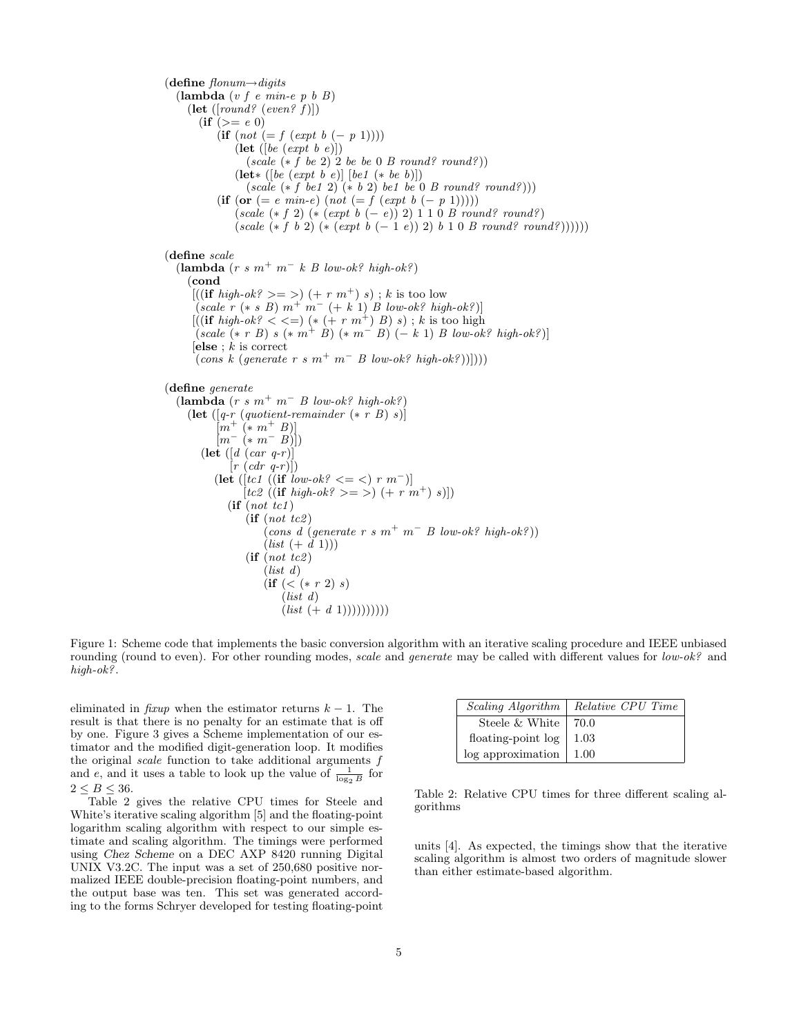```scheme
(define flonum→digits
  (lambda (v f e min-e p b B)
    (let ([round? (even? f)])
      (if (>= e 0)
          (if (not (= f (expt b (- p 1))))
              (let ([be (expt b e)])
                (scale (* f be 2) 2 be be 0 B round? round?))
              (let* ([be (expt b e)] [be1 (* be b)])
                (scale (* f be1 2) (* b 2) be1 be 0 B round? round?)))
          (if (or (= e min-e) (not (= f (expt b (- p 1)))))
              (scale (* f 2) (* (expt b (- e)) 2) 1 1 0 B round? round?)
              (scale (* f b 2) (* (expt b (- 1 e)) 2) b 1 0 B round? round?))))))

(define scale
  (lambda (r s m+ m- k B low-ok? high-ok?)
    (cond
      [((if high-ok? >= >) (+ r m+) s) ; k is too low
       (scale r (* s B) m+ m- (+ k 1) B low-ok? high-ok?)]
      [((if high-ok? < <=) (* (+ r m+) B) s) ; k is too high
       (scale (* r B) s (* m+ B) (* m- B) (- k 1) B low-ok? high-ok?)]
      [else ; k is correct
       (cons k (generate r s m+ m- B low-ok? high-ok?))])))

(define generate
  (lambda (r s m+ m- B low-ok? high-ok?)
    (let ([q-r (quotient-remainder (* r B) s)]
          [m+ (* m+ B)]
          [m- (* m- B)])
      (let ([d (car q-r)]
            [r (cdr q-r)])
        (let ([tc1 ((if low-ok? <= <) r m-)]
              [tc2 ((if high-ok? >= >) (+ r m+) s)])
          (if (not tc1)
              (if (not tc2)
                  (cons d (generate r s m+ m- B low-ok? high-ok?))
                  (list (+ d 1)))
              (if (not tc2)
                  (list d)
                  (if (< (* r 2) s)
                      (list d)
                      (list (+ d 1))))))))))
```

Figure 1: Scheme code that implements the basic conversion algorithm with an iterative scaling procedure and IEEE unbiased rounding (round to even). For other rounding modes, *scale* and *generate* may be called with different values for *low-ok?* and *high-ok?*.

eliminated in *fixup* when the estimator returns $k-1$. The result is that there is no penalty for an estimate that is off by one. Figure 3 gives a Scheme implementation of our estimator and the modified digit-generation loop. It modifies the original *scale* function to take additional arguments $f$ and $e$, and it uses a table to look up the value of $\frac{1}{\log_2 B}$ for $2 \leq B \leq 36$.

Table 2 gives the relative CPU times for Steele and White's iterative scaling algorithm [5] and the floating-point logarithm scaling algorithm with respect to our simple estimate and scaling algorithm. The timings were performed using *Chez Scheme* on a DEC AXP 8420 running Digital UNIX V3.2C. The input was a set of 250,680 positive normalized IEEE double-precision floating-point numbers, and the output base was ten. This set was generated according to the forms Schryer developed for testing floating-point units [4]. As expected, the timings show that the iterative scaling algorithm is almost two orders of magnitude slower than either estimate-based algorithm.

| *Scaling Algorithm* | *Relative CPU Time* |
|---|---|
| Steele & White | 70.0 |
| floating-point log | 1.03 |
| log approximation | 1.00 |

Table 2: Relative CPU times for three different scaling algorithms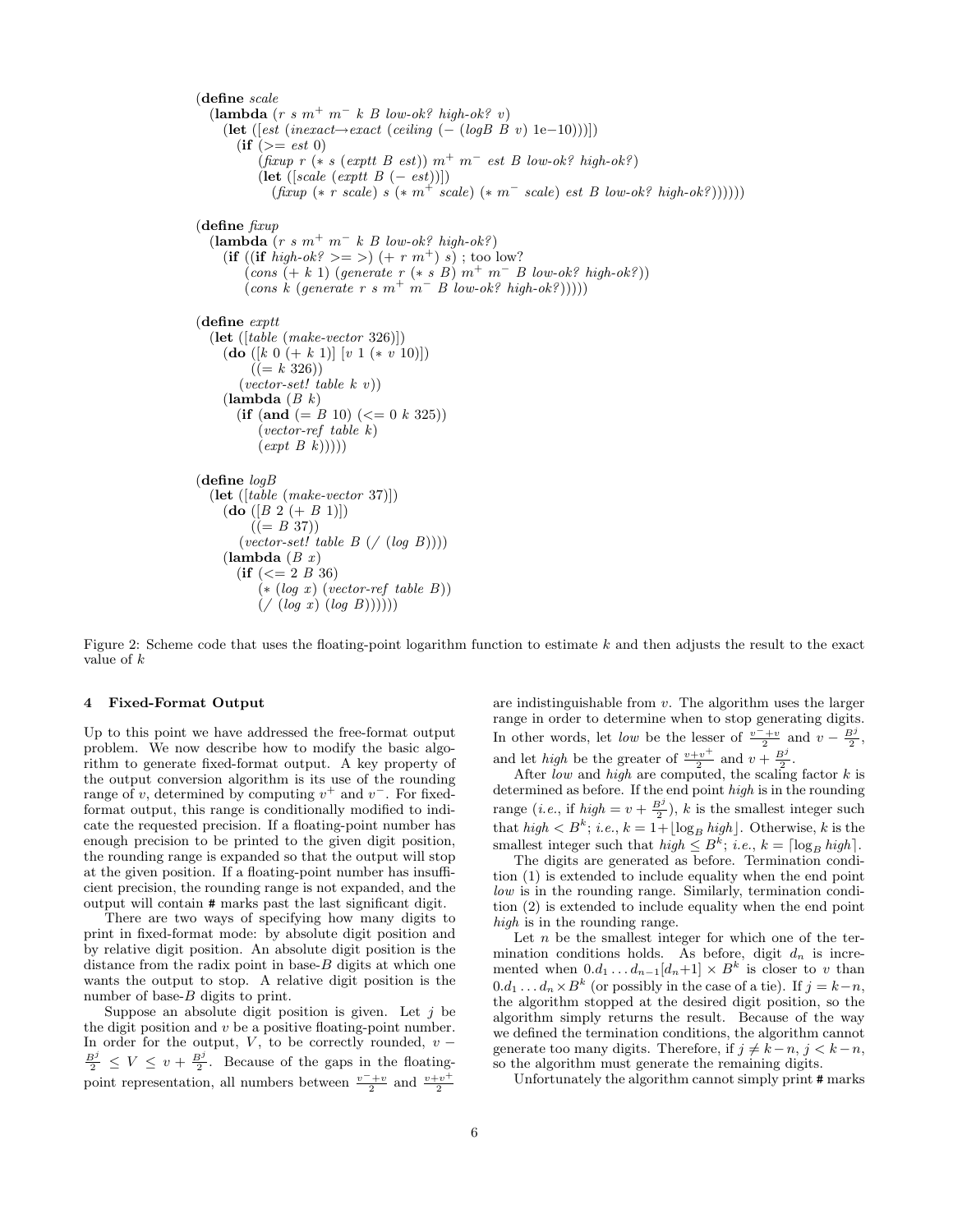```scheme
(define scale
  (lambda (r s m+ m- k B low-ok? high-ok? v)
    (let ([est (inexact->exact (ceiling (- (logB B v) 1e-10)))])
      (if (>= est 0)
          (fixup r (* s (exptt B est)) m+ m- est B low-ok? high-ok?)
          (let ([scale (exptt B (- est))])
            (fixup (* r scale) s (* m+ scale) (* m- scale) est B low-ok? high-ok?))))))

(define fixup
  (lambda (r s m+ m- k B low-ok? high-ok?)
    (if ((if high-ok? >= >) (+ r m+) s) ; too low?
        (cons (+ k 1) (generate r (* s B) m+ m- B low-ok? high-ok?))
        (cons k (generate r s m+ m- B low-ok? high-ok?)))))

(define exptt
  (let ([table (make-vector 326)])
    (do ([k 0 (+ k 1)] [v 1 (* v 10)])
        ((= k 326))
      (vector-set! table k v))
    (lambda (B k)
      (if (and (= B 10) (<= 0 k 325))
          (vector-ref table k)
          (expt B k)))))

(define logB
  (let ([table (make-vector 37)])
    (do ([B 2 (+ B 1)])
        ((= B 37))
      (vector-set! table B (/ (log B))))
    (lambda (B x)
      (if (<= 2 B 36)
          (* (log x) (vector-ref table B))
          (/ (log x) (log B))))))
```

Figure 2: Scheme code that uses the floating-point logarithm function to estimate $k$ and then adjusts the result to the exact value of $k$

## 4 Fixed-Format Output

Up to this point we have addressed the free-format output problem. We now describe how to modify the basic algorithm to generate fixed-format output. A key property of the output conversion algorithm is its use of the rounding range of $v$, determined by computing $v^+$ and $v^-$. For fixed-format output, this range is conditionally modified to indicate the requested precision. If a floating-point number has enough precision to be printed to the given digit position, the rounding range is expanded so that the output will stop at the given position. If a floating-point number has insufficient precision, the rounding range is not expanded, and the output will contain # marks past the last significant digit.

There are two ways of specifying how many digits to print in fixed-format mode: by absolute digit position and by relative digit position. An absolute digit position is the distance from the radix point in base-$B$ digits at which one wants the output to stop. A relative digit position is the number of base-$B$ digits to print.

Suppose an absolute digit position is given. Let $j$ be the digit position and $v$ be a positive floating-point number. In order for the output, $V$, to be correctly rounded, $v - \frac{B^j}{2} \leq V \leq v + \frac{B^j}{2}$. Because of the gaps in the floating-point representation, all numbers between $\frac{v^-+v}{2}$ and $\frac{v+v^+}{2}$ are indistinguishable from $v$. The algorithm uses the larger range in order to determine when to stop generating digits. In other words, let *low* be the lesser of $\frac{v^-+v}{2}$ and $v - \frac{B^j}{2}$, and let *high* be the greater of $\frac{v+v^+}{2}$ and $v + \frac{B^j}{2}$.

After *low* and *high* are computed, the scaling factor $k$ is determined as before. If the end point *high* is in the rounding range (*i.e.*, if $high = v + \frac{B^j}{2}$), $k$ is the smallest integer such that $high < B^k$; *i.e.*, $k = 1 + \lfloor \log_B high \rfloor$. Otherwise, $k$ is the smallest integer such that $high \leq B^k$; *i.e.*, $k = \lceil \log_B high \rceil$.

The digits are generated as before. Termination condition (1) is extended to include equality when the end point *low* is in the rounding range. Similarly, termination condition (2) is extended to include equality when the end point *high* is in the rounding range.

Let $n$ be the smallest integer for which one of the termination conditions holds. As before, digit $d_n$ is incremented when $0.d_1 \ldots d_{n-1}[d_n{+}1] \times B^k$ is closer to $v$ than $0.d_1 \ldots d_n \times B^k$ (or possibly in the case of a tie). If $j = k - n$, the algorithm stopped at the desired digit position, so the algorithm simply returns the result. Because of the way we defined the termination conditions, the algorithm cannot generate too many digits. Therefore, if $j \neq k - n$, $j < k - n$, so the algorithm must generate the remaining digits.

Unfortunately the algorithm cannot simply print # marks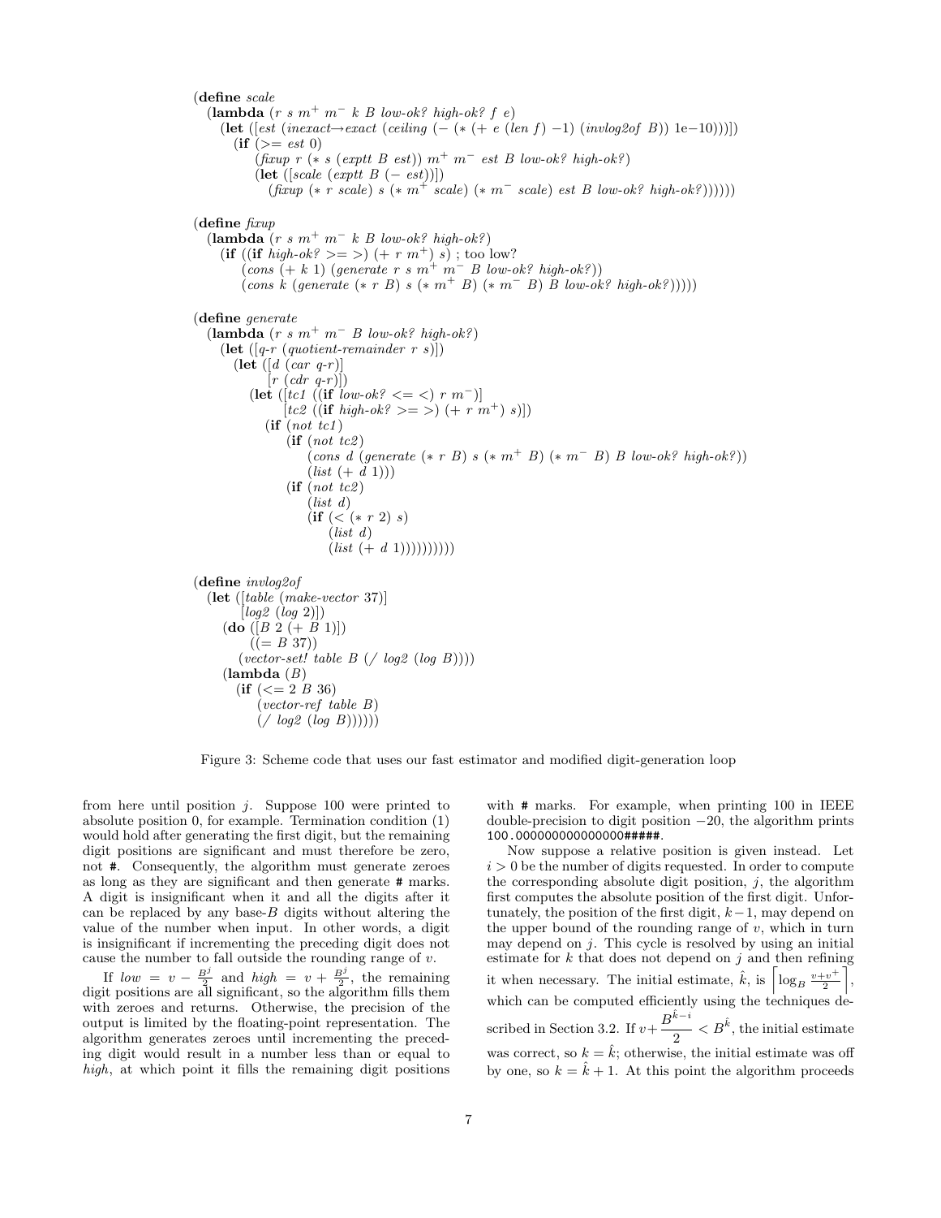```scheme
(define scale
  (lambda (r s m+ m- k B low-ok? high-ok? f e)
    (let ([est (inexact->exact (ceiling (- (* (+ e (len f) -1) (invlog2of B)) 1e-10)))])
      (if (>= est 0)
          (fixup r (* s (exptt B est)) m+ m- est B low-ok? high-ok?)
          (let ([scale (exptt B (- est))])
            (fixup (* r scale) s (* m+ scale) (* m- scale) est B low-ok? high-ok?))))))

(define fixup
  (lambda (r s m+ m- k B low-ok? high-ok?)
    (if ((if high-ok? >= >) (+ r m+) s) ; too low?
        (cons (+ k 1) (generate r s m+ m- B low-ok? high-ok?))
        (cons k (generate (* r B) s (* m+ B) (* m- B) B low-ok? high-ok?)))))

(define generate
  (lambda (r s m+ m- B low-ok? high-ok?)
    (let ([q-r (quotient-remainder r s)])
      (let ([d (car q-r)]
            [r (cdr q-r)])
        (let ([tc1 ((if low-ok? <= <) r m-)]
              [tc2 ((if high-ok? >= >) (+ r m+) s)])
          (if (not tc1)
              (if (not tc2)
                  (cons d (generate (* r B) s (* m+ B) (* m- B) B low-ok? high-ok?))
                  (list (+ d 1)))
              (if (not tc2)
                  (list d)
                  (if (< (* r 2) s)
                      (list d)
                      (list (+ d 1))))))))))

(define invlog2of
  (let ([table (make-vector 37)]
        [log2 (log 2)])
    (do ([B 2 (+ B 1)])
        ((= B 37))
      (vector-set! table B (/ log2 (log B))))
    (lambda (B)
      (if (<= 2 B 36)
          (vector-ref table B)
          (/ log2 (log B))))))
```

Figure 3: Scheme code that uses our fast estimator and modified digit-generation loop

from here until position $j$. Suppose 100 were printed to absolute position 0, for example. Termination condition (1) would hold after generating the first digit, but the remaining digit positions are significant and must therefore be zero, not #. Consequently, the algorithm must generate zeroes as long as they are significant and then generate # marks. A digit is insignificant when it and all the digits after it can be replaced by any base-$B$ digits without altering the value of the number when input. In other words, a digit is insignificant if incrementing the preceding digit does not cause the number to fall outside the rounding range of $v$.

If $low = v - \frac{B^j}{2}$ and $high = v + \frac{B^j}{2}$, the remaining digit positions are all significant, so the algorithm fills them with zeroes and returns. Otherwise, the precision of the output is limited by the floating-point representation. The algorithm generates zeroes until incrementing the preceding digit would result in a number less than or equal to *high*, at which point it fills the remaining digit positions with # marks. For example, when printing 100 in IEEE double-precision to digit position −20, the algorithm prints `100.000000000000000#####`.

Now suppose a relative position is given instead. Let $i > 0$ be the number of digits requested. In order to compute the corresponding absolute digit position, $j$, the algorithm first computes the absolute position of the first digit. Unfortunately, the position of the first digit, $k-1$, may depend on the upper bound of the rounding range of $v$, which in turn may depend on $j$. This cycle is resolved by using an initial estimate for $k$ that does not depend on $j$ and then refining it when necessary. The initial estimate, $\hat{k}$, is $\left\lceil \log_B \frac{v+v^+}{2} \right\rceil$, which can be computed efficiently using the techniques described in Section 3.2. If $v + \frac{B^{\hat{k}-i}}{2} < B^{\hat{k}}$, the initial estimate was correct, so $k = \hat{k}$; otherwise, the initial estimate was off by one, so $k = \hat{k} + 1$. At this point the algorithm proceeds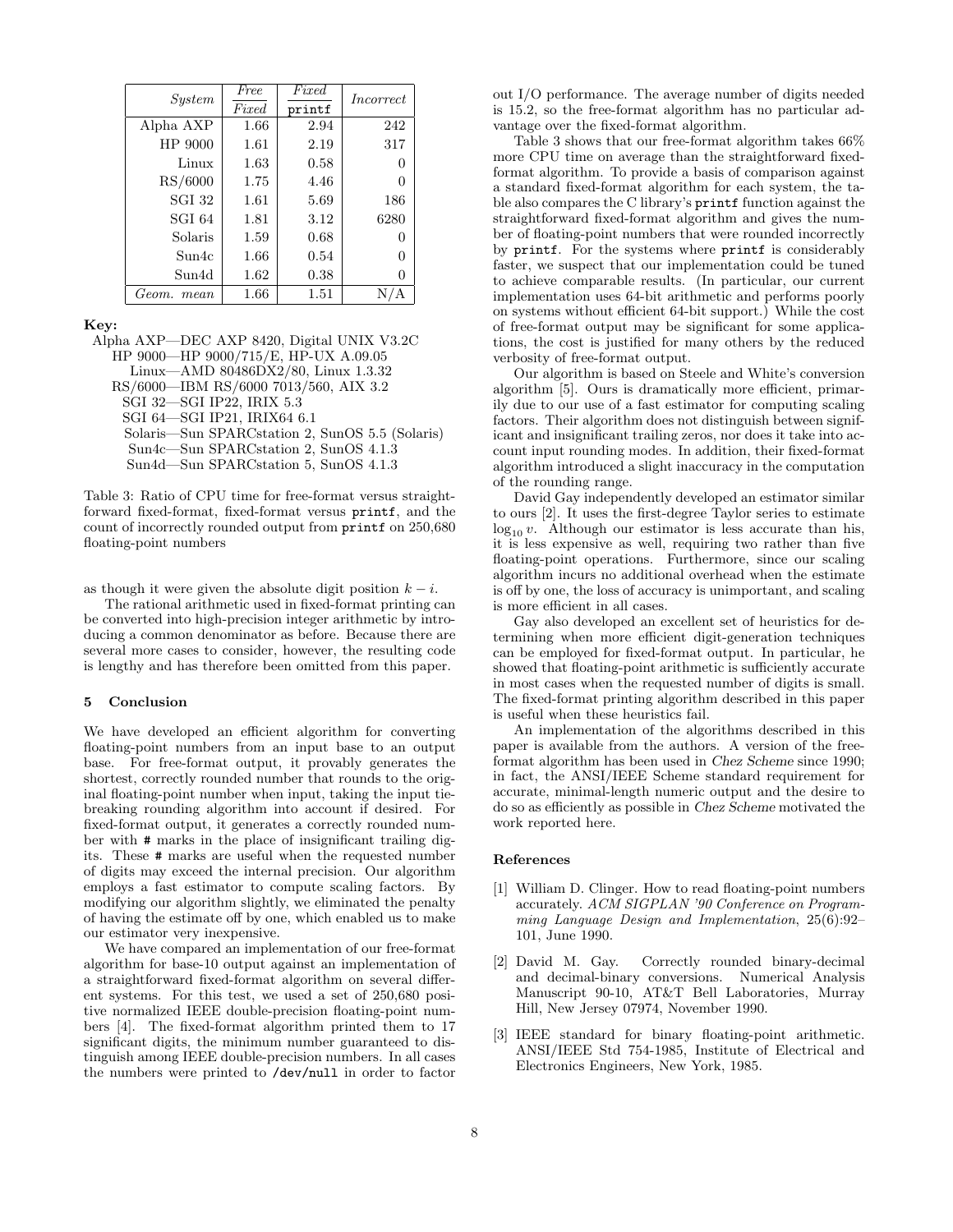| *System* | *Free* / *Fixed* | *Fixed* / `printf` | *Incorrect* |
|---|---|---|---|
| Alpha AXP | 1.66 | 2.94 | 242 |
| HP 9000 | 1.61 | 2.19 | 317 |
| Linux | 1.63 | 0.58 | 0 |
| RS/6000 | 1.75 | 4.46 | 0 |
| SGI 32 | 1.61 | 5.69 | 186 |
| SGI 64 | 1.81 | 3.12 | 6280 |
| Solaris | 1.59 | 0.68 | 0 |
| Sun4c | 1.66 | 0.54 | 0 |
| Sun4d | 1.62 | 0.38 | 0 |
| *Geom. mean* | 1.66 | 1.51 | N/A |

**Key:**

Alpha AXP—DEC AXP 8420, Digital UNIX V3.2C
HP 9000—HP 9000/715/E, HP-UX A.09.05
Linux—AMD 80486DX2/80, Linux 1.3.32
RS/6000—IBM RS/6000 7013/560, AIX 3.2
SGI 32—SGI IP22, IRIX 5.3
SGI 64—SGI IP21, IRIX64 6.1
Solaris—Sun SPARCstation 2, SunOS 5.5 (Solaris)
Sun4c—Sun SPARCstation 2, SunOS 4.1.3
Sun4d—Sun SPARCstation 5, SunOS 4.1.3

Table 3: Ratio of CPU time for free-format versus straightforward fixed-format, fixed-format versus `printf`, and the count of incorrectly rounded output from `printf` on 250,680 floating-point numbers

as though it were given the absolute digit position $k - i$.

The rational arithmetic used in fixed-format printing can be converted into high-precision integer arithmetic by introducing a common denominator as before. Because there are several more cases to consider, however, the resulting code is lengthy and has therefore been omitted from this paper.

## 5 Conclusion

We have developed an efficient algorithm for converting floating-point numbers from an input base to an output base. For free-format output, it provably generates the shortest, correctly rounded number that rounds to the original floating-point number when input, taking the input tie-breaking rounding algorithm into account if desired. For fixed-format output, it generates a correctly rounded number with # marks in the place of insignificant trailing digits. These # marks are useful when the requested number of digits may exceed the internal precision. Our algorithm employs a fast estimator to compute scaling factors. By modifying our algorithm slightly, we eliminated the penalty of having the estimate off by one, which enabled us to make our estimator very inexpensive.

We have compared an implementation of our free-format algorithm for base-10 output against an implementation of a straightforward fixed-format algorithm on several different systems. For this test, we used a set of 250,680 positive normalized IEEE double-precision floating-point numbers [4]. The fixed-format algorithm printed them to 17 significant digits, the minimum number guaranteed to distinguish among IEEE double-precision numbers. In all cases the numbers were printed to `/dev/null` in order to factor out I/O performance. The average number of digits needed is 15.2, so the free-format algorithm has no particular advantage over the fixed-format algorithm.

Table 3 shows that our free-format algorithm takes 66% more CPU time on average than the straightforward fixed-format algorithm. To provide a basis of comparison against a standard fixed-format algorithm for each system, the table also compares the C library's `printf` function against the straightforward fixed-format algorithm and gives the number of floating-point numbers that were rounded incorrectly by `printf`. For the systems where `printf` is considerably faster, we suspect that our implementation could be tuned to achieve comparable results. (In particular, our current implementation uses 64-bit arithmetic and performs poorly on systems without efficient 64-bit support.) While the cost of free-format output may be significant for some applications, the cost is justified for many others by the reduced verbosity of free-format output.

Our algorithm is based on Steele and White's conversion algorithm [5]. Ours is dramatically more efficient, primarily due to our use of a fast estimator for computing scaling factors. Their algorithm does not distinguish between significant and insignificant trailing zeros, nor does it take into account input rounding modes. In addition, their fixed-format algorithm introduced a slight inaccuracy in the computation of the rounding range.

David Gay independently developed an estimator similar to ours [2]. It uses the first-degree Taylor series to estimate $\log_{10} v$. Although our estimator is less accurate than his, it is less expensive as well, requiring two rather than five floating-point operations. Furthermore, since our scaling algorithm incurs no additional overhead when the estimate is off by one, the loss of accuracy is unimportant, and scaling is more efficient in all cases.

Gay also developed an excellent set of heuristics for determining when more efficient digit-generation techniques can be employed for fixed-format output. In particular, he showed that floating-point arithmetic is sufficiently accurate in most cases when the requested number of digits is small. The fixed-format printing algorithm described in this paper is useful when these heuristics fail.

An implementation of the algorithms described in this paper is available from the authors. A version of the free-format algorithm has been used in *Chez Scheme* since 1990; in fact, the ANSI/IEEE Scheme standard requirement for accurate, minimal-length numeric output and the desire to do so as efficiently as possible in *Chez Scheme* motivated the work reported here.

## References

[1] William D. Clinger. How to read floating-point numbers accurately. *ACM SIGPLAN '90 Conference on Programming Language Design and Implementation*, 25(6):92–101, June 1990.

[2] David M. Gay. Correctly rounded binary-decimal and decimal-binary conversions. Numerical Analysis Manuscript 90-10, AT&T Bell Laboratories, Murray Hill, New Jersey 07974, November 1990.

[3] IEEE standard for binary floating-point arithmetic. ANSI/IEEE Std 754-1985, Institute of Electrical and Electronics Engineers, New York, 1985.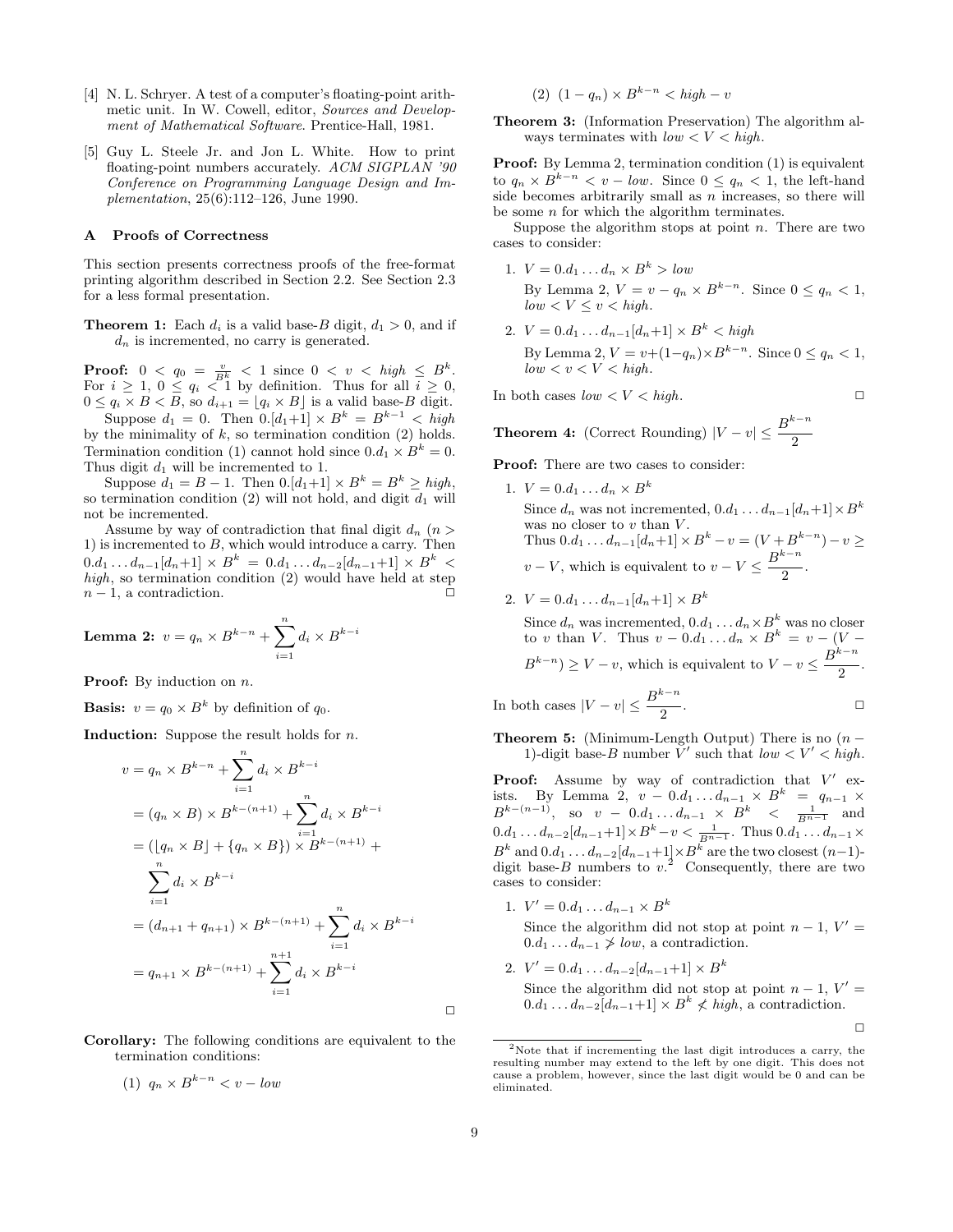[4] N. L. Schryer. A test of a computer's floating-point arithmetic unit. In W. Cowell, editor, *Sources and Development of Mathematical Software*. Prentice-Hall, 1981.

[5] Guy L. Steele Jr. and Jon L. White. How to print floating-point numbers accurately. *ACM SIGPLAN '90 Conference on Programming Language Design and Implementation*, 25(6):112–126, June 1990.

## A Proofs of Correctness

This section presents correctness proofs of the free-format printing algorithm described in Section 2.2. See Section 2.3 for a less formal presentation.

**Theorem 1:** Each $d_i$ is a valid base-$B$ digit, $d_1 > 0$, and if $d_n$ is incremented, no carry is generated.

**Proof:** $0 < q_0 = \frac{v}{B^k} < 1$ since $0 < v < high \leq B^k$. For $i \geq 1$, $0 \leq q_i < 1$ by definition. Thus for all $i \geq 0$, $0 \leq q_i \times B < B$, so $d_{i+1} = \lfloor q_i \times B \rfloor$ is a valid base-$B$ digit.

Suppose $d_1 = 0$. Then $0.[d_1{+}1] \times B^k = B^{k-1} < high$ by the minimality of $k$, so termination condition (2) holds. Termination condition (1) cannot hold since $0.d_1 \times B^k = 0$. Thus digit $d_1$ will be incremented to 1.

Suppose $d_1 = B - 1$. Then $0.[d_1{+}1] \times B^k = B^k \geq high$, so termination condition (2) will not hold, and digit $d_1$ will not be incremented.

Assume by way of contradiction that final digit $d_n$ ($n > 1$) is incremented to $B$, which would introduce a carry. Then $0.d_1 \ldots d_{n-1}[d_n{+}1] \times B^k = 0.d_1 \ldots d_{n-2}[d_{n-1}{+}1] \times B^k < high$, so termination condition (2) would have held at step $n-1$, a contradiction. □

**Lemma 2:** $v = q_n \times B^{k-n} + \sum_{i=1}^{n} d_i \times B^{k-i}$

**Proof:** By induction on $n$.

**Basis:** $v = q_0 \times B^k$ by definition of $q_0$.

**Induction:** Suppose the result holds for $n$.

$$
\begin{aligned}
v &= q_n \times B^{k-n} + \sum_{i=1}^{n} d_i \times B^{k-i} \\
&= (q_n \times B) \times B^{k-(n+1)} + \sum_{i=1}^{n} d_i \times B^{k-i} \\
&= (\lfloor q_n \times B \rfloor + \{q_n \times B\}) \times B^{k-(n+1)} + \\
&\quad \sum_{i=1}^{n} d_i \times B^{k-i} \\
&= (d_{n+1} + q_{n+1}) \times B^{k-(n+1)} + \sum_{i=1}^{n} d_i \times B^{k-i} \\
&= q_{n+1} \times B^{k-(n+1)} + \sum_{i=1}^{n+1} d_i \times B^{k-i}
\end{aligned}
$$

□

**Corollary:** The following conditions are equivalent to the termination conditions:

(1) $q_n \times B^{k-n} < v - low$

(2) $(1 - q_n) \times B^{k-n} < high - v$

**Theorem 3:** (Information Preservation) The algorithm always terminates with $low < V < high$.

**Proof:** By Lemma 2, termination condition (1) is equivalent to $q_n \times B^{k-n} < v - low$. Since $0 \leq q_n < 1$, the left-hand side becomes arbitrarily small as $n$ increases, so there will be some $n$ for which the algorithm terminates.

Suppose the algorithm stops at point $n$. There are two cases to consider:

1. $V = 0.d_1 \ldots d_n \times B^k > low$

   By Lemma 2, $V = v - q_n \times B^{k-n}$. Since $0 \leq q_n < 1$, $low < V \leq v < high$.

2. $V = 0.d_1 \ldots d_{n-1}[d_n{+}1] \times B^k < high$

   By Lemma 2, $V = v + (1-q_n) \times B^{k-n}$. Since $0 \leq q_n < 1$, $low < v < V < high$.

In both cases $low < V < high$. □

**Theorem 4:** (Correct Rounding) $|V - v| \leq \dfrac{B^{k-n}}{2}$

**Proof:** There are two cases to consider:

1. $V = 0.d_1 \ldots d_n \times B^k$

   Since $d_n$ was not incremented, $0.d_1 \ldots d_{n-1}[d_n{+}1] \times B^k$ was no closer to $v$ than $V$.
   Thus $0.d_1 \ldots d_{n-1}[d_n{+}1] \times B^k - v = (V + B^{k-n}) - v \geq v - V$, which is equivalent to $v - V \leq \dfrac{B^{k-n}}{2}$.

2. $V = 0.d_1 \ldots d_{n-1}[d_n{+}1] \times B^k$

   Since $d_n$ was incremented, $0.d_1 \ldots d_n \times B^k$ was no closer to $v$ than $V$. Thus $v - 0.d_1 \ldots d_n \times B^k = v - (V - B^{k-n}) \geq V - v$, which is equivalent to $V - v \leq \dfrac{B^{k-n}}{2}$.

In both cases $|V - v| \leq \dfrac{B^{k-n}}{2}$. □

**Theorem 5:** (Minimum-Length Output) There is no $(n-1)$-digit base-$B$ number $V'$ such that $low < V' < high$.

**Proof:** Assume by way of contradiction that $V'$ exists. By Lemma 2, $v - 0.d_1 \ldots d_{n-1} \times B^k = q_{n-1} \times B^{k-(n-1)}$, so $v - 0.d_1 \ldots d_{n-1} \times B^k < \frac{1}{B^{n-1}}$ and $0.d_1 \ldots d_{n-2}[d_{n-1}{+}1] \times B^k - v < \frac{1}{B^{n-1}}$. Thus $0.d_1 \ldots d_{n-1} \times B^k$ and $0.d_1 \ldots d_{n-2}[d_{n-1}{+}1] \times B^k$ are the two closest $(n-1)$-digit base-$B$ numbers to $v$.[2] Consequently, there are two cases to consider:

1. $V' = 0.d_1 \ldots d_{n-1} \times B^k$

   Since the algorithm did not stop at point $n-1$, $V' = 0.d_1 \ldots d_{n-1} \not> low$, a contradiction.

2. $V' = 0.d_1 \ldots d_{n-2}[d_{n-1}{+}1] \times B^k$

   Since the algorithm did not stop at point $n-1$, $V' = 0.d_1 \ldots d_{n-2}[d_{n-1}{+}1] \times B^k \not< high$, a contradiction.

□

[2] Note that if incrementing the last digit introduces a carry, the resulting number may extend to the left by one digit. This does not cause a problem, however, since the last digit would be 0 and can be eliminated.